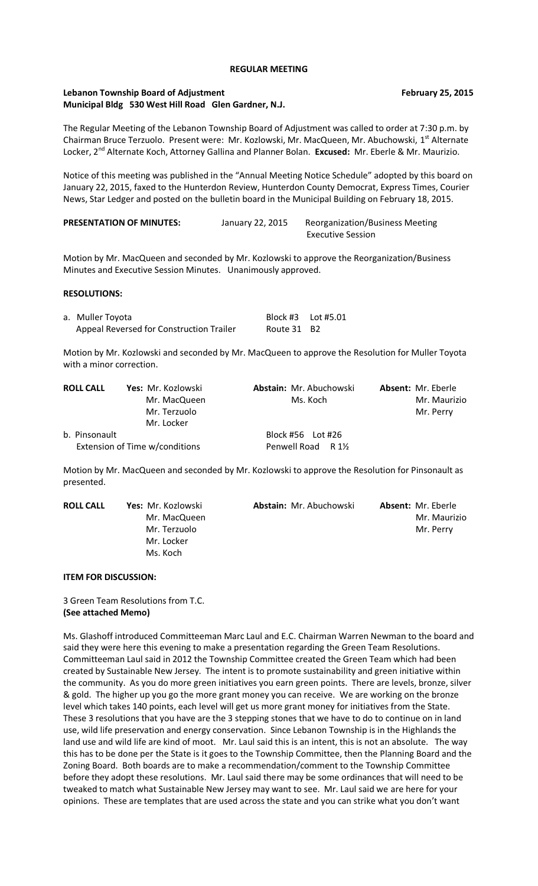**REGULAR MEETING**

**Lebanon Township Board of Adjustment** **February 25, 2015**
**Municipal Bldg 530 West Hill Road Glen Gardner, N.J.**

The Regular Meeting of the Lebanon Township Board of Adjustment was called to order at 7:30 p.m. by Chairman Bruce Terzuolo. Present were: Mr. Kozlowski, Mr. MacQueen, Mr. Abuchowski, 1st Alternate Locker, 2nd Alternate Koch, Attorney Gallina and Planner Bolan. **Excused:** Mr. Eberle & Mr. Maurizio.

Notice of this meeting was published in the "Annual Meeting Notice Schedule" adopted by this board on January 22, 2015, faxed to the Hunterdon Review, Hunterdon County Democrat, Express Times, Courier News, Star Ledger and posted on the bulletin board in the Municipal Building on February 18, 2015.

**PRESENTATION OF MINUTES:** January 22, 2015 Reorganization/Business Meeting
Executive Session

Motion by Mr. MacQueen and seconded by Mr. Kozlowski to approve the Reorganization/Business Minutes and Executive Session Minutes. Unanimously approved.

**RESOLUTIONS:**

| | | |
|---|---|---|
| a. Muller Toyota | Block #3 | Lot #5.01 |
| Appeal Reversed for Construction Trailer | Route 31 | B2 |

Motion by Mr. Kozlowski and seconded by Mr. MacQueen to approve the Resolution for Muller Toyota with a minor correction.

| | | | |
|---|---|---|---|
| **ROLL CALL** | **Yes:** Mr. Kozlowski | **Abstain:** Mr. Abuchowski | **Absent:** Mr. Eberle |
| | Mr. MacQueen | Ms. Koch | Mr. Maurizio |
| | Mr. Terzuolo | | Mr. Perry |
| | Mr. Locker | | |

| | | |
|---|---|---|
| b. Pinsonault | Block #56 | Lot #26 |
| Extension of Time w/conditions | Penwell Road | R 1½ |

Motion by Mr. MacQueen and seconded by Mr. Kozlowski to approve the Resolution for Pinsonault as presented.

| | | | |
|---|---|---|---|
| **ROLL CALL** | **Yes:** Mr. Kozlowski | **Abstain:** Mr. Abuchowski | **Absent:** Mr. Eberle |
| | Mr. MacQueen | | Mr. Maurizio |
| | Mr. Terzuolo | | Mr. Perry |
| | Mr. Locker | | |
| | Ms. Koch | | |

**ITEM FOR DISCUSSION:**

3 Green Team Resolutions from T.C.
**(See attached Memo)**

Ms. Glashoff introduced Committeeman Marc Laul and E.C. Chairman Warren Newman to the board and said they were here this evening to make a presentation regarding the Green Team Resolutions. Committeeman Laul said in 2012 the Township Committee created the Green Team which had been created by Sustainable New Jersey. The intent is to promote sustainability and green initiative within the community. As you do more green initiatives you earn green points. There are levels, bronze, silver & gold. The higher up you go the more grant money you can receive. We are working on the bronze level which takes 140 points, each level will get us more grant money for initiatives from the State. These 3 resolutions that you have are the 3 stepping stones that we have to do to continue on in land use, wild life preservation and energy conservation. Since Lebanon Township is in the Highlands the land use and wild life are kind of moot. Mr. Laul said this is an intent, this is not an absolute. The way this has to be done per the State is it goes to the Township Committee, then the Planning Board and the Zoning Board. Both boards are to make a recommendation/comment to the Township Committee before they adopt these resolutions. Mr. Laul said there may be some ordinances that will need to be tweaked to match what Sustainable New Jersey may want to see. Mr. Laul said we are here for your opinions. These are templates that are used across the state and you can strike what you don't want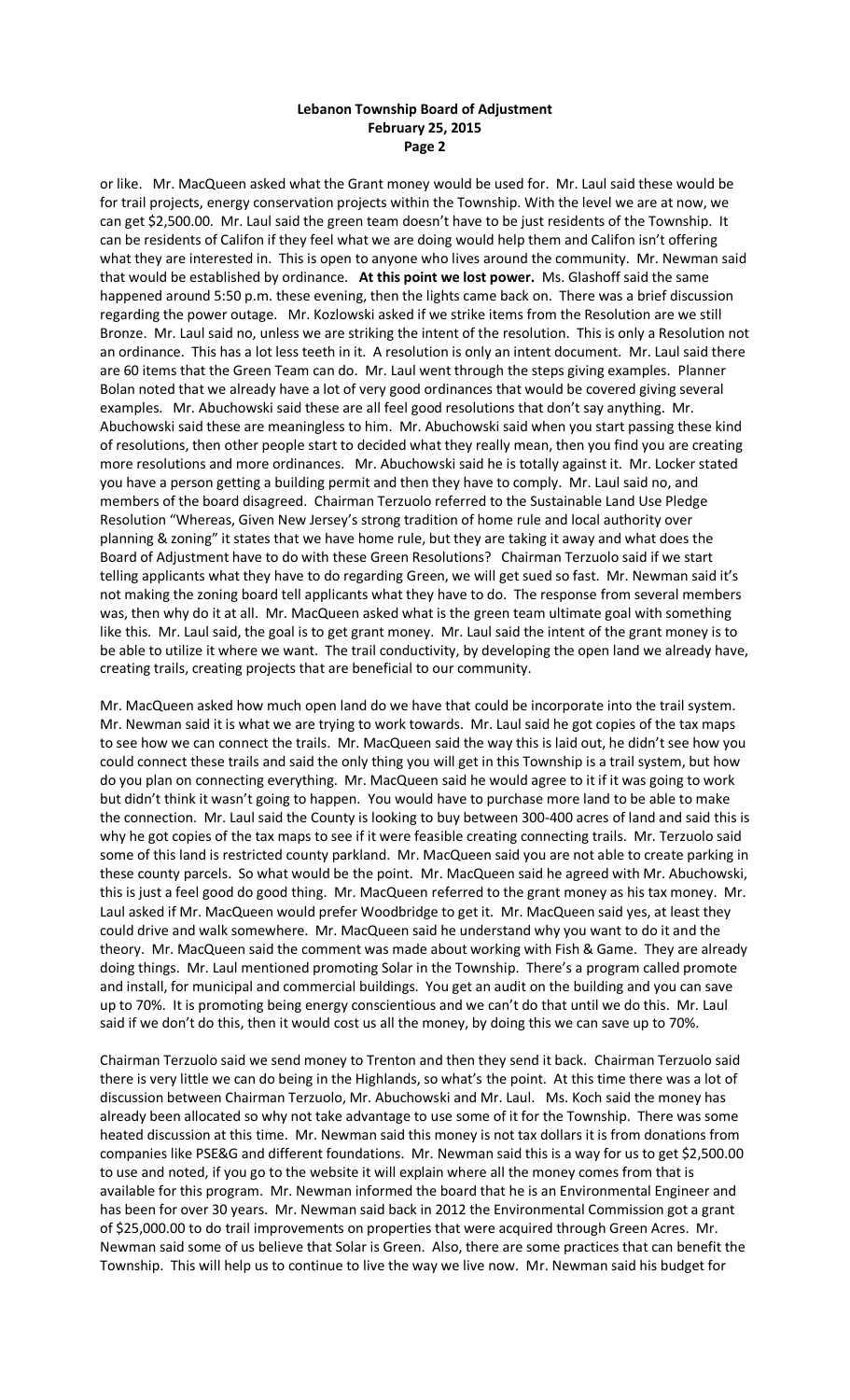or like. Mr. MacQueen asked what the Grant money would be used for. Mr. Laul said these would be for trail projects, energy conservation projects within the Township. With the level we are at now, we can get $2,500.00. Mr. Laul said the green team doesn't have to be just residents of the Township. It can be residents of Califon if they feel what we are doing would help them and Califon isn't offering what they are interested in. This is open to anyone who lives around the community. Mr. Newman said that would be established by ordinance. **At this point we lost power.** Ms. Glashoff said the same happened around 5:50 p.m. these evening, then the lights came back on. There was a brief discussion regarding the power outage. Mr. Kozlowski asked if we strike items from the Resolution are we still Bronze. Mr. Laul said no, unless we are striking the intent of the resolution. This is only a Resolution not an ordinance. This has a lot less teeth in it. A resolution is only an intent document. Mr. Laul said there are 60 items that the Green Team can do. Mr. Laul went through the steps giving examples. Planner Bolan noted that we already have a lot of very good ordinances that would be covered giving several examples. Mr. Abuchowski said these are all feel good resolutions that don't say anything. Mr. Abuchowski said these are meaningless to him. Mr. Abuchowski said when you start passing these kind of resolutions, then other people start to decided what they really mean, then you find you are creating more resolutions and more ordinances. Mr. Abuchowski said he is totally against it. Mr. Locker stated you have a person getting a building permit and then they have to comply. Mr. Laul said no, and members of the board disagreed. Chairman Terzuolo referred to the Sustainable Land Use Pledge Resolution "Whereas, Given New Jersey's strong tradition of home rule and local authority over planning & zoning" it states that we have home rule, but they are taking it away and what does the Board of Adjustment have to do with these Green Resolutions? Chairman Terzuolo said if we start telling applicants what they have to do regarding Green, we will get sued so fast. Mr. Newman said it's not making the zoning board tell applicants what they have to do. The response from several members was, then why do it at all. Mr. MacQueen asked what is the green team ultimate goal with something like this. Mr. Laul said, the goal is to get grant money. Mr. Laul said the intent of the grant money is to be able to utilize it where we want. The trail conductivity, by developing the open land we already have, creating trails, creating projects that are beneficial to our community.

Mr. MacQueen asked how much open land do we have that could be incorporate into the trail system. Mr. Newman said it is what we are trying to work towards. Mr. Laul said he got copies of the tax maps to see how we can connect the trails. Mr. MacQueen said the way this is laid out, he didn't see how you could connect these trails and said the only thing you will get in this Township is a trail system, but how do you plan on connecting everything. Mr. MacQueen said he would agree to it if it was going to work but didn't think it wasn't going to happen. You would have to purchase more land to be able to make the connection. Mr. Laul said the County is looking to buy between 300-400 acres of land and said this is why he got copies of the tax maps to see if it were feasible creating connecting trails. Mr. Terzuolo said some of this land is restricted county parkland. Mr. MacQueen said you are not able to create parking in these county parcels. So what would be the point. Mr. MacQueen said he agreed with Mr. Abuchowski, this is just a feel good do good thing. Mr. MacQueen referred to the grant money as his tax money. Mr. Laul asked if Mr. MacQueen would prefer Woodbridge to get it. Mr. MacQueen said yes, at least they could drive and walk somewhere. Mr. MacQueen said he understand why you want to do it and the theory. Mr. MacQueen said the comment was made about working with Fish & Game. They are already doing things. Mr. Laul mentioned promoting Solar in the Township. There's a program called promote and install, for municipal and commercial buildings. You get an audit on the building and you can save up to 70%. It is promoting being energy conscientious and we can't do that until we do this. Mr. Laul said if we don't do this, then it would cost us all the money, by doing this we can save up to 70%.

Chairman Terzuolo said we send money to Trenton and then they send it back. Chairman Terzuolo said there is very little we can do being in the Highlands, so what's the point. At this time there was a lot of discussion between Chairman Terzuolo, Mr. Abuchowski and Mr. Laul. Ms. Koch said the money has already been allocated so why not take advantage to use some of it for the Township. There was some heated discussion at this time. Mr. Newman said this money is not tax dollars it is from donations from companies like PSE&G and different foundations. Mr. Newman said this is a way for us to get $2,500.00 to use and noted, if you go to the website it will explain where all the money comes from that is available for this program. Mr. Newman informed the board that he is an Environmental Engineer and has been for over 30 years. Mr. Newman said back in 2012 the Environmental Commission got a grant of $25,000.00 to do trail improvements on properties that were acquired through Green Acres. Mr. Newman said some of us believe that Solar is Green. Also, there are some practices that can benefit the Township. This will help us to continue to live the way we live now. Mr. Newman said his budget for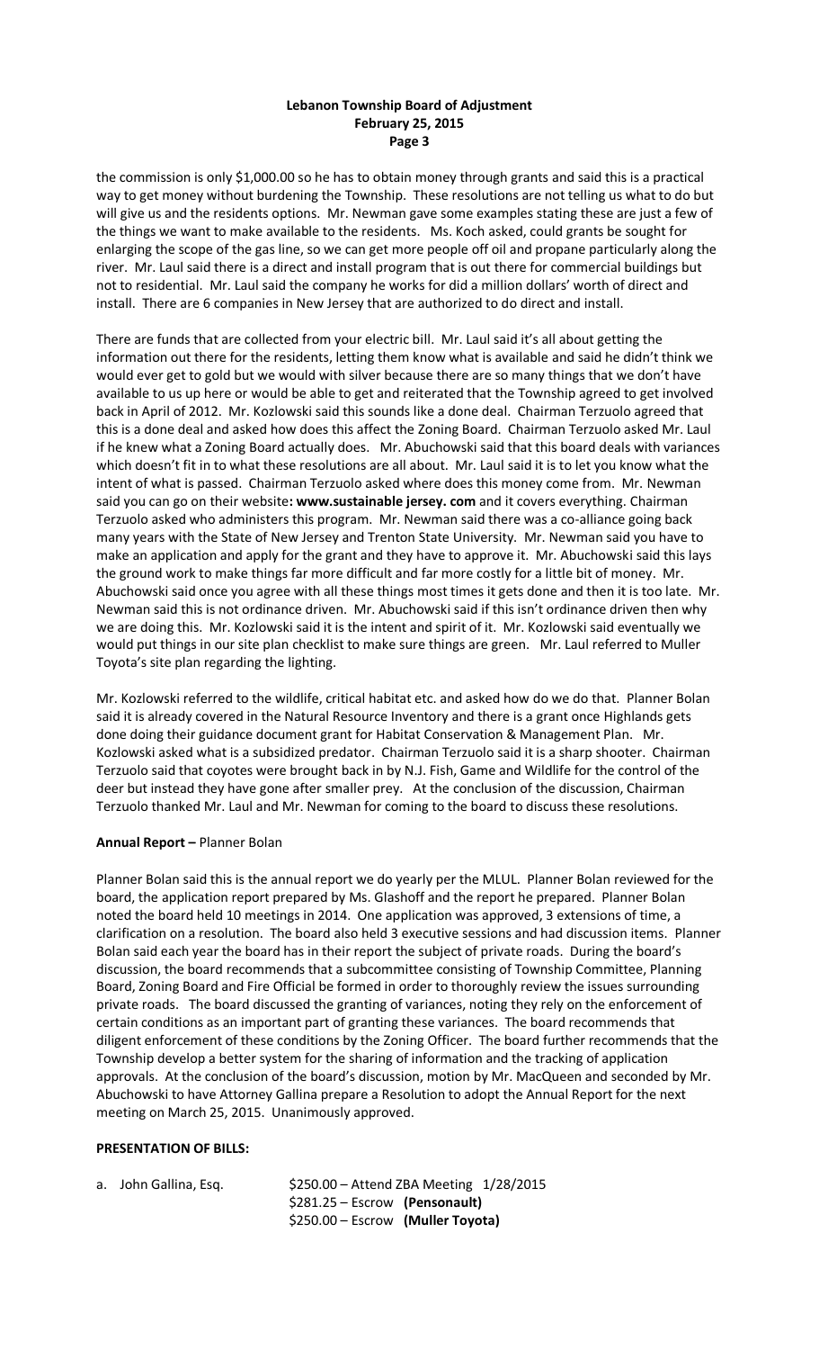the commission is only $1,000.00 so he has to obtain money through grants and said this is a practical way to get money without burdening the Township. These resolutions are not telling us what to do but will give us and the residents options. Mr. Newman gave some examples stating these are just a few of the things we want to make available to the residents. Ms. Koch asked, could grants be sought for enlarging the scope of the gas line, so we can get more people off oil and propane particularly along the river. Mr. Laul said there is a direct and install program that is out there for commercial buildings but not to residential. Mr. Laul said the company he works for did a million dollars' worth of direct and install. There are 6 companies in New Jersey that are authorized to do direct and install.

There are funds that are collected from your electric bill. Mr. Laul said it's all about getting the information out there for the residents, letting them know what is available and said he didn't think we would ever get to gold but we would with silver because there are so many things that we don't have available to us up here or would be able to get and reiterated that the Township agreed to get involved back in April of 2012. Mr. Kozlowski said this sounds like a done deal. Chairman Terzuolo agreed that this is a done deal and asked how does this affect the Zoning Board. Chairman Terzuolo asked Mr. Laul if he knew what a Zoning Board actually does. Mr. Abuchowski said that this board deals with variances which doesn't fit in to what these resolutions are all about. Mr. Laul said it is to let you know what the intent of what is passed. Chairman Terzuolo asked where does this money come from. Mr. Newman said you can go on their website**: www.sustainable jersey. com** and it covers everything. Chairman Terzuolo asked who administers this program. Mr. Newman said there was a co-alliance going back many years with the State of New Jersey and Trenton State University. Mr. Newman said you have to make an application and apply for the grant and they have to approve it. Mr. Abuchowski said this lays the ground work to make things far more difficult and far more costly for a little bit of money. Mr. Abuchowski said once you agree with all these things most times it gets done and then it is too late. Mr. Newman said this is not ordinance driven. Mr. Abuchowski said if this isn't ordinance driven then why we are doing this. Mr. Kozlowski said it is the intent and spirit of it. Mr. Kozlowski said eventually we would put things in our site plan checklist to make sure things are green. Mr. Laul referred to Muller Toyota's site plan regarding the lighting.

Mr. Kozlowski referred to the wildlife, critical habitat etc. and asked how do we do that. Planner Bolan said it is already covered in the Natural Resource Inventory and there is a grant once Highlands gets done doing their guidance document grant for Habitat Conservation & Management Plan. Mr. Kozlowski asked what is a subsidized predator. Chairman Terzuolo said it is a sharp shooter. Chairman Terzuolo said that coyotes were brought back in by N.J. Fish, Game and Wildlife for the control of the deer but instead they have gone after smaller prey. At the conclusion of the discussion, Chairman Terzuolo thanked Mr. Laul and Mr. Newman for coming to the board to discuss these resolutions.

**Annual Report –** Planner Bolan

Planner Bolan said this is the annual report we do yearly per the MLUL. Planner Bolan reviewed for the board, the application report prepared by Ms. Glashoff and the report he prepared. Planner Bolan noted the board held 10 meetings in 2014. One application was approved, 3 extensions of time, a clarification on a resolution. The board also held 3 executive sessions and had discussion items. Planner Bolan said each year the board has in their report the subject of private roads. During the board's discussion, the board recommends that a subcommittee consisting of Township Committee, Planning Board, Zoning Board and Fire Official be formed in order to thoroughly review the issues surrounding private roads. The board discussed the granting of variances, noting they rely on the enforcement of certain conditions as an important part of granting these variances. The board recommends that diligent enforcement of these conditions by the Zoning Officer. The board further recommends that the Township develop a better system for the sharing of information and the tracking of application approvals. At the conclusion of the board's discussion, motion by Mr. MacQueen and seconded by Mr. Abuchowski to have Attorney Gallina prepare a Resolution to adopt the Annual Report for the next meeting on March 25, 2015. Unanimously approved.

**PRESENTATION OF BILLS:**

a. John Gallina, Esq.
$250.00 – Attend ZBA Meeting 1/28/2015
$281.25 – Escrow **(Pensonault)**
$250.00 – Escrow **(Muller Toyota)**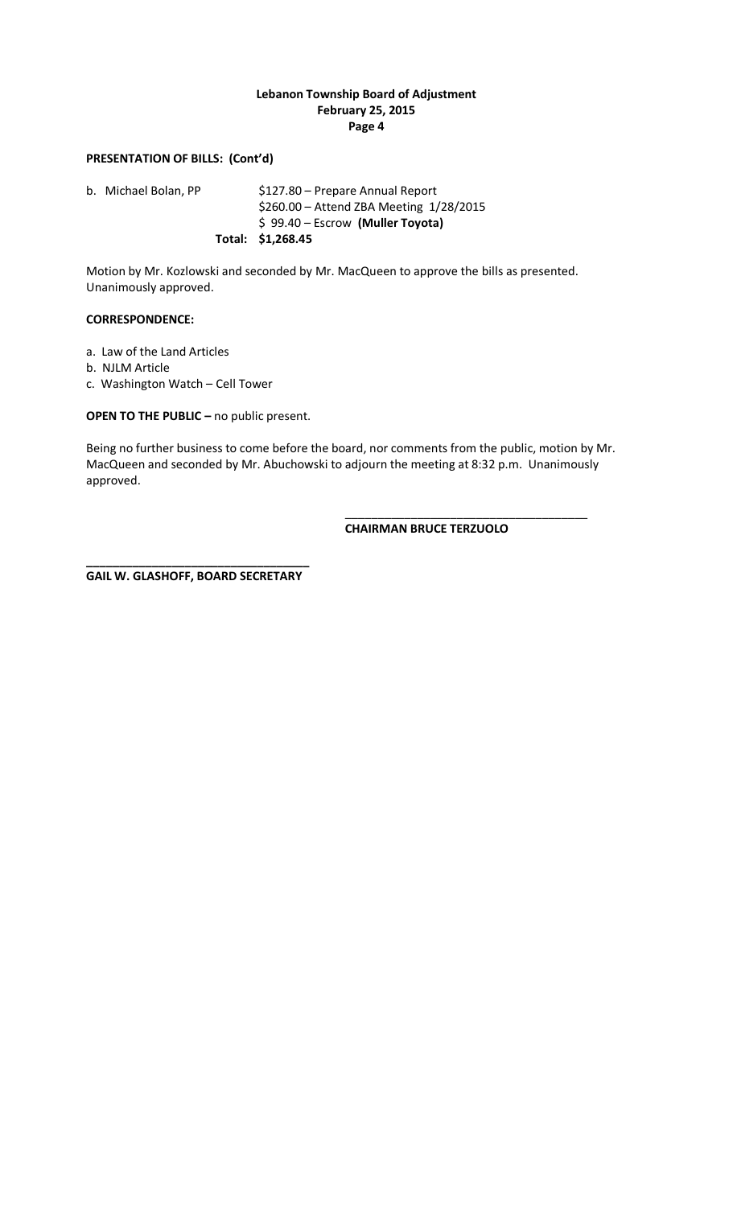**PRESENTATION OF BILLS: (Cont'd)**

b. Michael Bolan, PP  $127.80 – Prepare Annual Report
$260.00 – Attend ZBA Meeting 1/28/2015
$ 99.40 – Escrow **(Muller Toyota)**
**Total: $1,268.45**

Motion by Mr. Kozlowski and seconded by Mr. MacQueen to approve the bills as presented. Unanimously approved.

**CORRESPONDENCE:**

a. Law of the Land Articles
b. NJLM Article
c. Washington Watch – Cell Tower

**OPEN TO THE PUBLIC –** no public present.

Being no further business to come before the board, nor comments from the public, motion by Mr. MacQueen and seconded by Mr. Abuchowski to adjourn the meeting at 8:32 p.m. Unanimously approved.

\_\_\_\_\_\_\_\_\_\_\_\_\_\_\_\_\_\_\_\_\_\_\_\_\_\_\_\_\_\_\_\_\_\_\_\_
**CHAIRMAN BRUCE TERZUOLO**

\_\_\_\_\_\_\_\_\_\_\_\_\_\_\_\_\_\_\_\_\_\_\_\_\_\_\_\_\_\_\_\_\_\_\_\_
**GAIL W. GLASHOFF, BOARD SECRETARY**